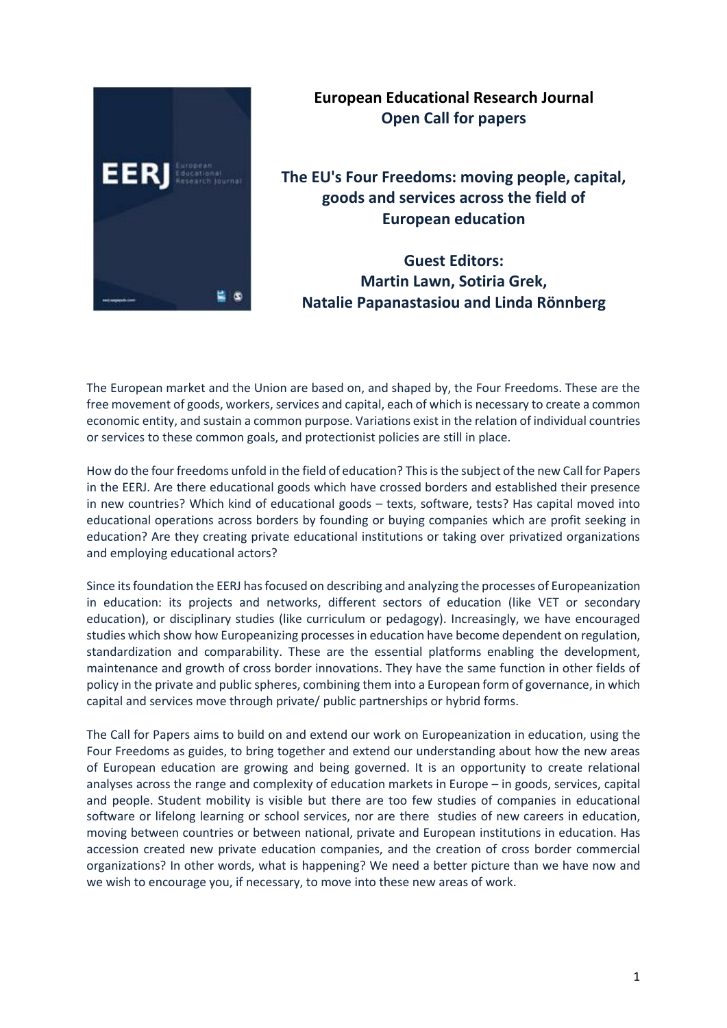**European Educational Research Journal**
**Open Call for papers**

# The EU's Four Freedoms: moving people, capital, goods and services across the field of European education

**Guest Editors:**
**Martin Lawn, Sotiria Grek, Natalie Papanastasiou and Linda Rönnberg**

The European market and the Union are based on, and shaped by, the Four Freedoms. These are the free movement of goods, workers, services and capital, each of which is necessary to create a common economic entity, and sustain a common purpose. Variations exist in the relation of individual countries or services to these common goals, and protectionist policies are still in place.

How do the four freedoms unfold in the field of education? This is the subject of the new Call for Papers in the EERJ. Are there educational goods which have crossed borders and established their presence in new countries? Which kind of educational goods – texts, software, tests? Has capital moved into educational operations across borders by founding or buying companies which are profit seeking in education? Are they creating private educational institutions or taking over privatized organizations and employing educational actors?

Since its foundation the EERJ has focused on describing and analyzing the processes of Europeanization in education: its projects and networks, different sectors of education (like VET or secondary education), or disciplinary studies (like curriculum or pedagogy). Increasingly, we have encouraged studies which show how Europeanizing processes in education have become dependent on regulation, standardization and comparability. These are the essential platforms enabling the development, maintenance and growth of cross border innovations. They have the same function in other fields of policy in the private and public spheres, combining them into a European form of governance, in which capital and services move through private/ public partnerships or hybrid forms.

The Call for Papers aims to build on and extend our work on Europeanization in education, using the Four Freedoms as guides, to bring together and extend our understanding about how the new areas of European education are growing and being governed. It is an opportunity to create relational analyses across the range and complexity of education markets in Europe – in goods, services, capital and people. Student mobility is visible but there are too few studies of companies in educational software or lifelong learning or school services, nor are there studies of new careers in education, moving between countries or between national, private and European institutions in education. Has accession created new private education companies, and the creation of cross border commercial organizations? In other words, what is happening? We need a better picture than we have now and we wish to encourage you, if necessary, to move into these new areas of work.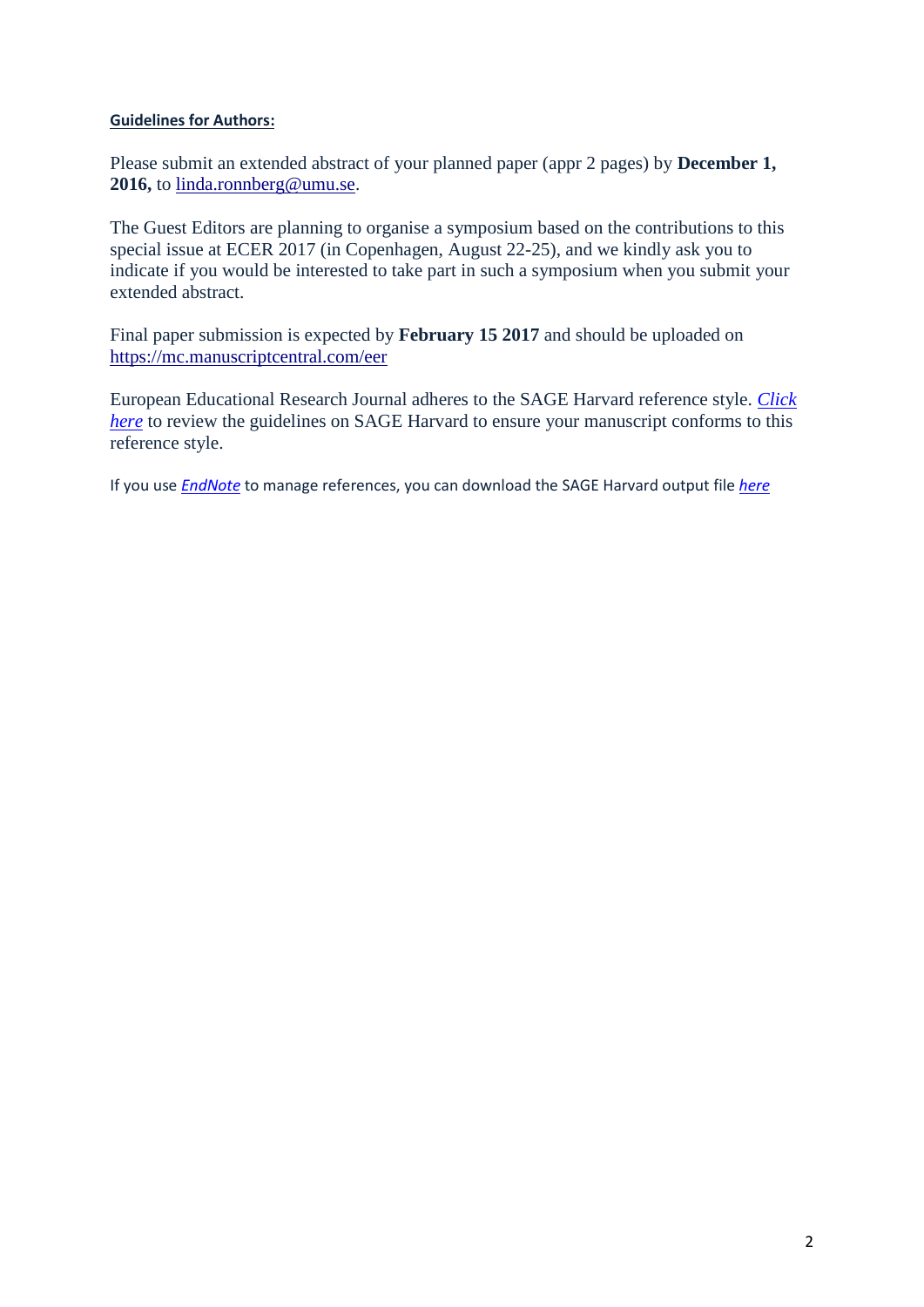**Guidelines for Authors:**

Please submit an extended abstract of your planned paper (appr 2 pages) by **December 1, 2016,** to linda.ronnberg@umu.se.

The Guest Editors are planning to organise a symposium based on the contributions to this special issue at ECER 2017 (in Copenhagen, August 22-25), and we kindly ask you to indicate if you would be interested to take part in such a symposium when you submit your extended abstract.

Final paper submission is expected by **February 15 2017** and should be uploaded on https://mc.manuscriptcentral.com/eer

European Educational Research Journal adheres to the SAGE Harvard reference style. *Click here* to review the guidelines on SAGE Harvard to ensure your manuscript conforms to this reference style.

If you use *EndNote* to manage references, you can download the SAGE Harvard output file *here*